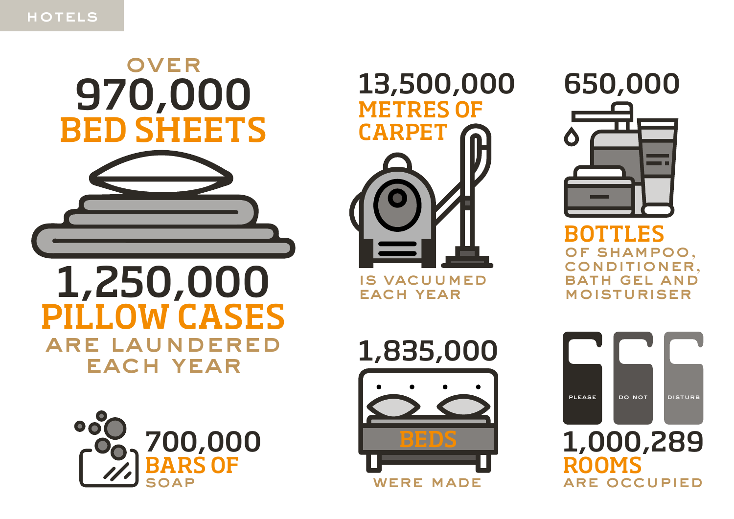# HOTELS

OVER
**970,000**
**BED SHEETS**

**1,250,000**
**PILLOW CASES**
ARE LAUNDERED EACH YEAR

**13,500,000**
**METRES OF CARPET**
IS VACUUMED EACH YEAR

**650,000**
**BOTTLES**
OF SHAMPOO, CONDITIONER, BATH GEL AND MOISTURISER

**700,000**
**BARS OF**
SOAP

**1,835,000**
**BEDS**
WERE MADE

PLEASE DO NOT DISTURB

**1,000,289**
**ROOMS**
ARE OCCUPIED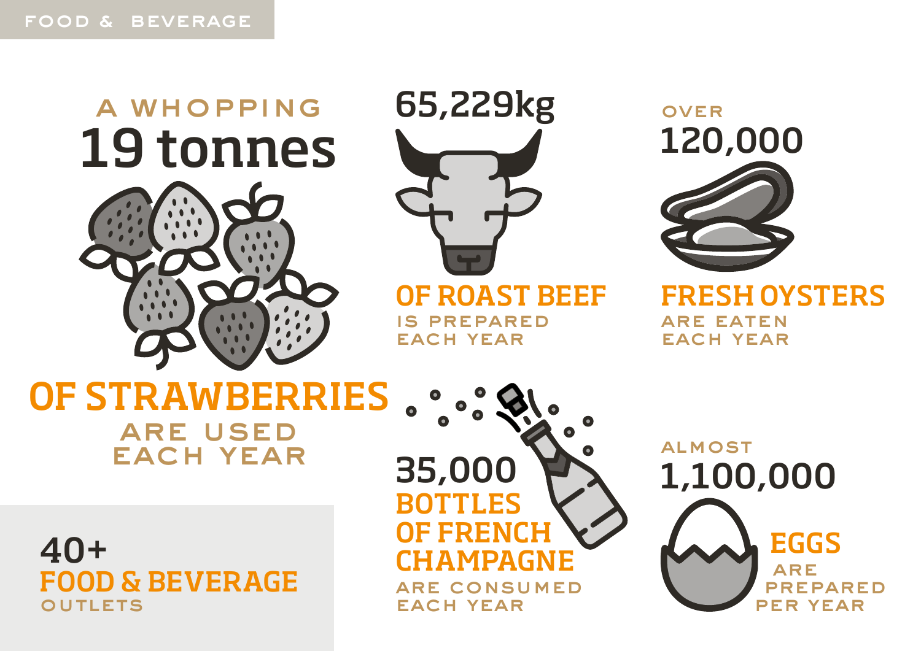## FOOD & BEVERAGE

A WHOPPING
**19 tonnes**
**OF STRAWBERRIES**
ARE USED EACH YEAR

**65,229kg**
**OF ROAST BEEF**
IS PREPARED EACH YEAR

OVER
**120,000**
**FRESH OYSTERS**
ARE EATEN EACH YEAR

**35,000**
**BOTTLES OF FRENCH CHAMPAGNE**
ARE CONSUMED EACH YEAR

ALMOST
**1,100,000**
**EGGS**
ARE PREPARED PER YEAR

**40+**
**FOOD & BEVERAGE**
OUTLETS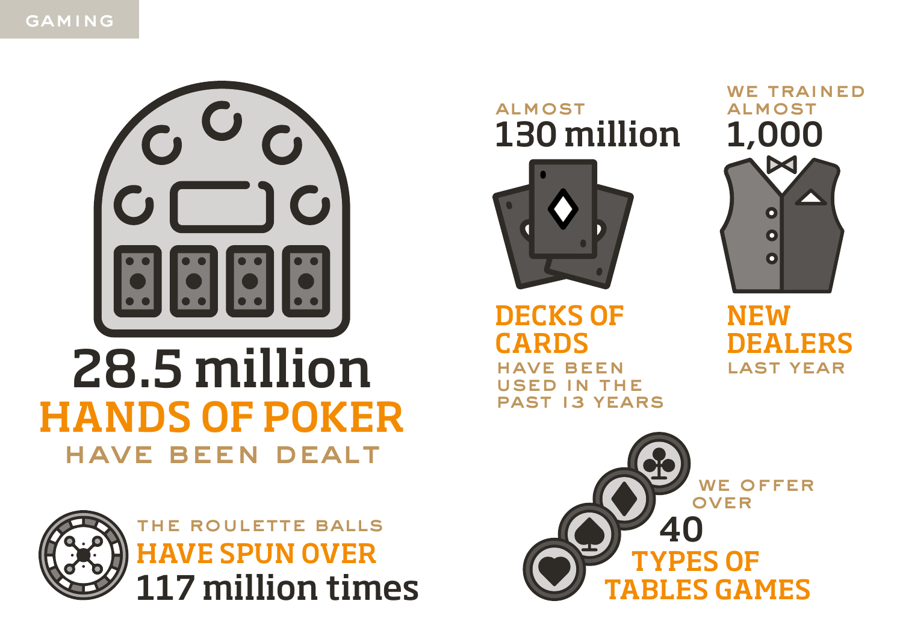GAMING

**28.5 million**
**HANDS OF POKER**
HAVE BEEN DEALT

ALMOST
**130 million**
**DECKS OF CARDS**
HAVE BEEN USED IN THE PAST 13 YEARS

WE TRAINED ALMOST
**1,000**
**NEW DEALERS**
LAST YEAR

THE ROULETTE BALLS
**HAVE SPUN OVER**
**117 million times**

WE OFFER OVER
**40**
**TYPES OF TABLES GAMES**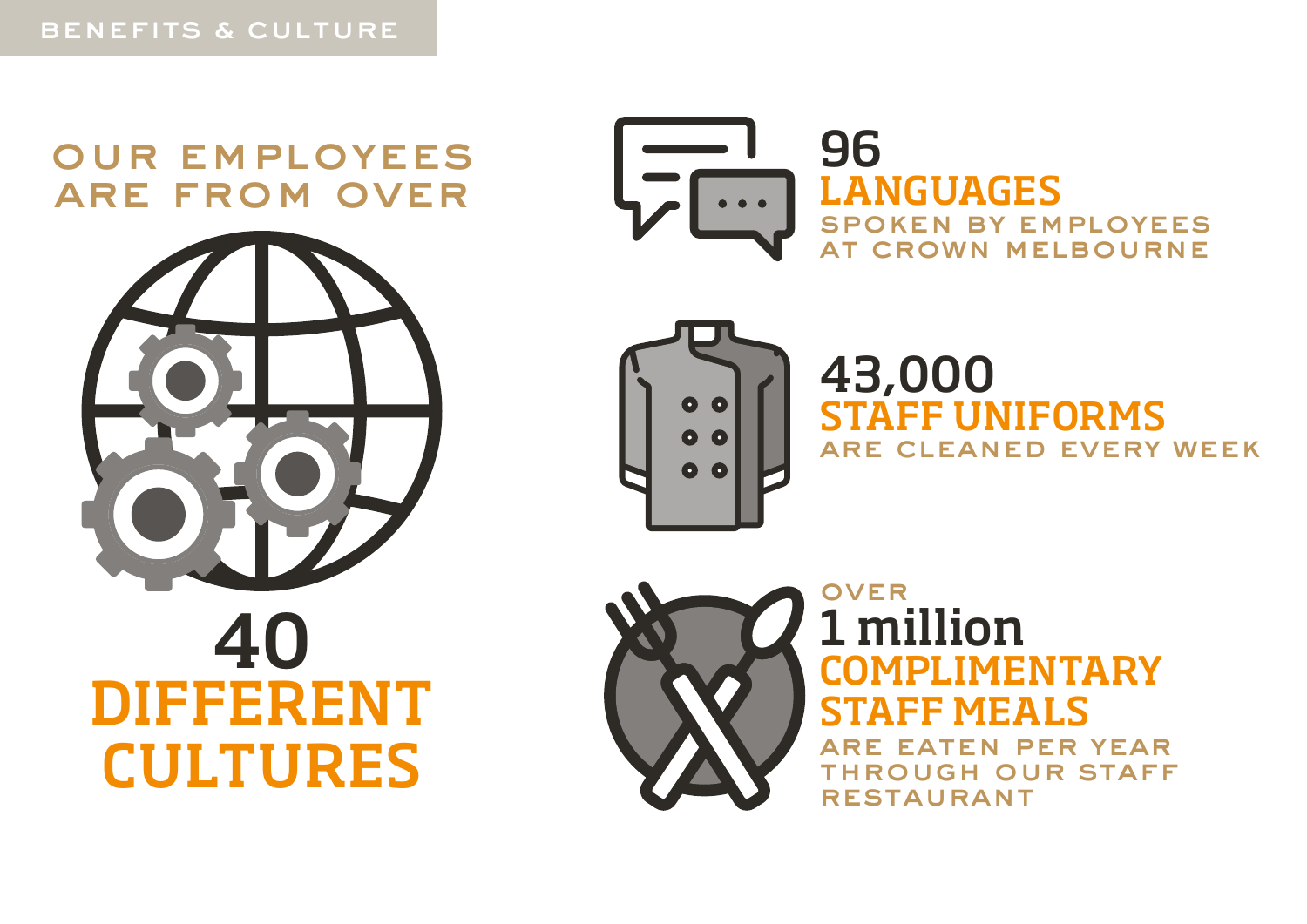## BENEFITS & CULTURE

OUR EMPLOYEES ARE FROM OVER

**40**
**DIFFERENT CULTURES**

**96**
**LANGUAGES**
SPOKEN BY EMPLOYEES AT CROWN MELBOURNE

**43,000**
**STAFF UNIFORMS**
ARE CLEANED EVERY WEEK

OVER
**1 million**
**COMPLIMENTARY STAFF MEALS**
ARE EATEN PER YEAR THROUGH OUR STAFF RESTAURANT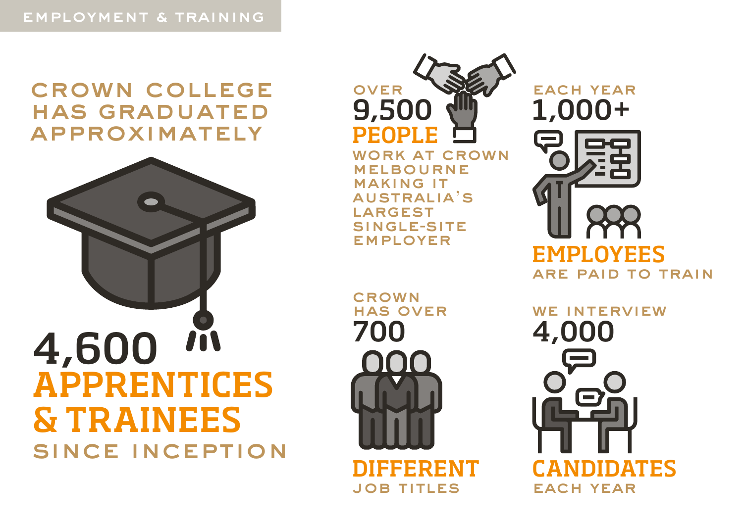## EMPLOYMENT & TRAINING

CROWN COLLEGE HAS GRADUATED APPROXIMATELY

**4,600**
**APPRENTICES & TRAINEES**
SINCE INCEPTION

OVER
**9,500**
**PEOPLE**
WORK AT CROWN MELBOURNE MAKING IT AUSTRALIA'S LARGEST SINGLE-SITE EMPLOYER

EACH YEAR
**1,000+**
**EMPLOYEES**
ARE PAID TO TRAIN

CROWN HAS OVER
**700**
**DIFFERENT**
JOB TITLES

WE INTERVIEW
**4,000**
**CANDIDATES**
EACH YEAR